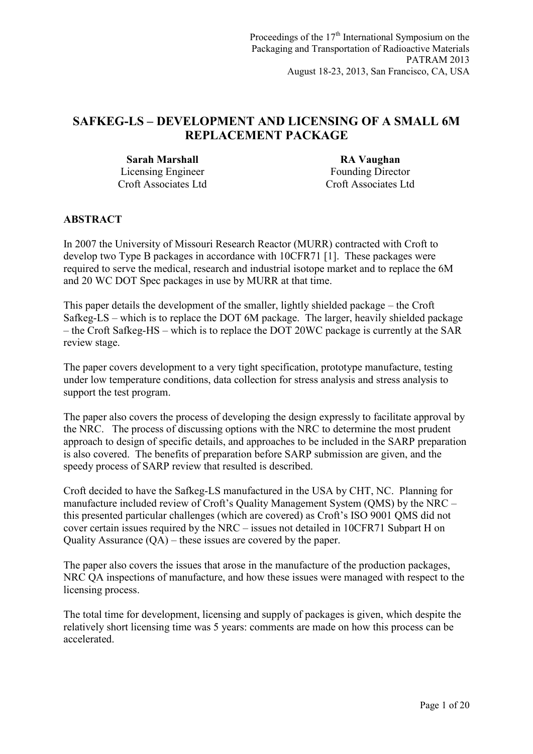# SAFKEG-LS – DEVELOPMENT AND LICENSING OF A SMALL 6M REPLACEMENT PACKAGE

**Sarah Marshall**
Licensing Engineer
Croft Associates Ltd

**RA Vaughan**
Founding Director
Croft Associates Ltd

## ABSTRACT

In 2007 the University of Missouri Research Reactor (MURR) contracted with Croft to develop two Type B packages in accordance with 10CFR71 [1]. These packages were required to serve the medical, research and industrial isotope market and to replace the 6M and 20 WC DOT Spec packages in use by MURR at that time.

This paper details the development of the smaller, lightly shielded package – the Croft Safkeg-LS – which is to replace the DOT 6M package. The larger, heavily shielded package – the Croft Safkeg-HS – which is to replace the DOT 20WC package is currently at the SAR review stage.

The paper covers development to a very tight specification, prototype manufacture, testing under low temperature conditions, data collection for stress analysis and stress analysis to support the test program.

The paper also covers the process of developing the design expressly to facilitate approval by the NRC. The process of discussing options with the NRC to determine the most prudent approach to design of specific details, and approaches to be included in the SARP preparation is also covered. The benefits of preparation before SARP submission are given, and the speedy process of SARP review that resulted is described.

Croft decided to have the Safkeg-LS manufactured in the USA by CHT, NC. Planning for manufacture included review of Croft's Quality Management System (QMS) by the NRC – this presented particular challenges (which are covered) as Croft's ISO 9001 QMS did not cover certain issues required by the NRC – issues not detailed in 10CFR71 Subpart H on Quality Assurance (QA) – these issues are covered by the paper.

The paper also covers the issues that arose in the manufacture of the production packages, NRC QA inspections of manufacture, and how these issues were managed with respect to the licensing process.

The total time for development, licensing and supply of packages is given, which despite the relatively short licensing time was 5 years: comments are made on how this process can be accelerated.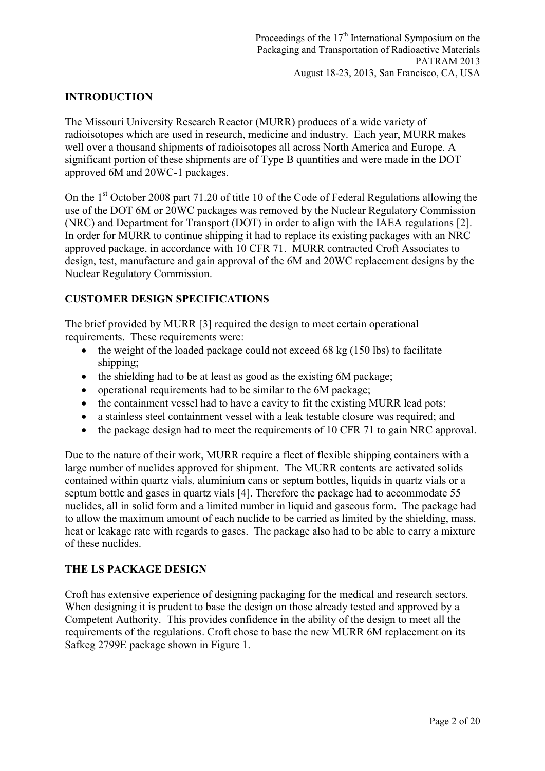## INTRODUCTION

The Missouri University Research Reactor (MURR) produces of a wide variety of radioisotopes which are used in research, medicine and industry. Each year, MURR makes well over a thousand shipments of radioisotopes all across North America and Europe. A significant portion of these shipments are of Type B quantities and were made in the DOT approved 6M and 20WC-1 packages.

On the 1st October 2008 part 71.20 of title 10 of the Code of Federal Regulations allowing the use of the DOT 6M or 20WC packages was removed by the Nuclear Regulatory Commission (NRC) and Department for Transport (DOT) in order to align with the IAEA regulations [2]. In order for MURR to continue shipping it had to replace its existing packages with an NRC approved package, in accordance with 10 CFR 71. MURR contracted Croft Associates to design, test, manufacture and gain approval of the 6M and 20WC replacement designs by the Nuclear Regulatory Commission.

## CUSTOMER DESIGN SPECIFICATIONS

The brief provided by MURR [3] required the design to meet certain operational requirements. These requirements were:

- the weight of the loaded package could not exceed 68 kg (150 lbs) to facilitate shipping;
- the shielding had to be at least as good as the existing 6M package;
- operational requirements had to be similar to the 6M package;
- the containment vessel had to have a cavity to fit the existing MURR lead pots;
- a stainless steel containment vessel with a leak testable closure was required; and
- the package design had to meet the requirements of 10 CFR 71 to gain NRC approval.

Due to the nature of their work, MURR require a fleet of flexible shipping containers with a large number of nuclides approved for shipment. The MURR contents are activated solids contained within quartz vials, aluminium cans or septum bottles, liquids in quartz vials or a septum bottle and gases in quartz vials [4]. Therefore the package had to accommodate 55 nuclides, all in solid form and a limited number in liquid and gaseous form. The package had to allow the maximum amount of each nuclide to be carried as limited by the shielding, mass, heat or leakage rate with regards to gases. The package also had to be able to carry a mixture of these nuclides.

## THE LS PACKAGE DESIGN

Croft has extensive experience of designing packaging for the medical and research sectors. When designing it is prudent to base the design on those already tested and approved by a Competent Authority. This provides confidence in the ability of the design to meet all the requirements of the regulations. Croft chose to base the new MURR 6M replacement on its Safkeg 2799E package shown in Figure 1.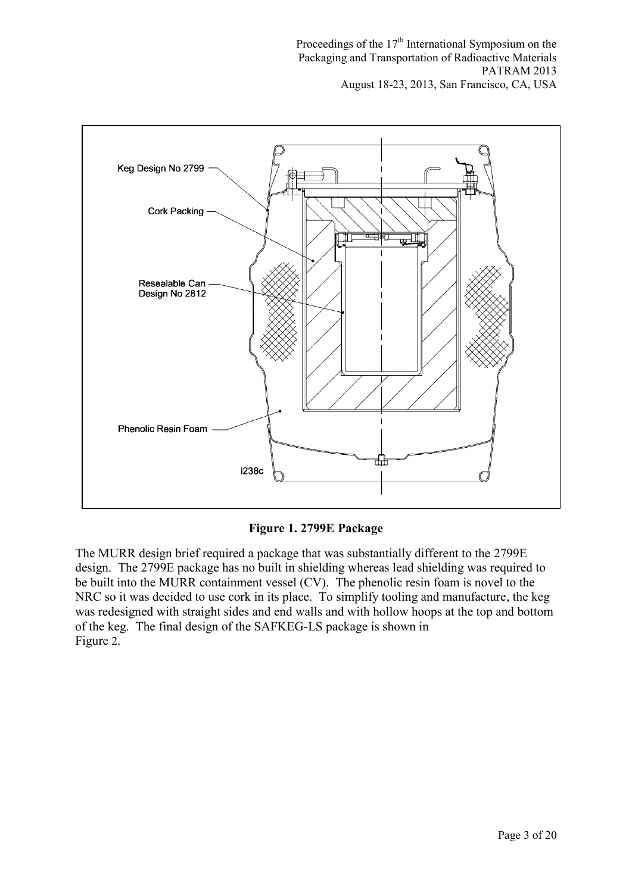Keg Design No 2799

Cork Packing

Resealable Can Design No 2812

Phenolic Resin Foam

i238c

**Figure 1. 2799E Package**

The MURR design brief required a package that was substantially different to the 2799E design. The 2799E package has no built in shielding whereas lead shielding was required to be built into the MURR containment vessel (CV). The phenolic resin foam is novel to the NRC so it was decided to use cork in its place. To simplify tooling and manufacture, the keg was redesigned with straight sides and end walls and with hollow hoops at the top and bottom of the keg. The final design of the SAFKEG-LS package is shown in Figure 2.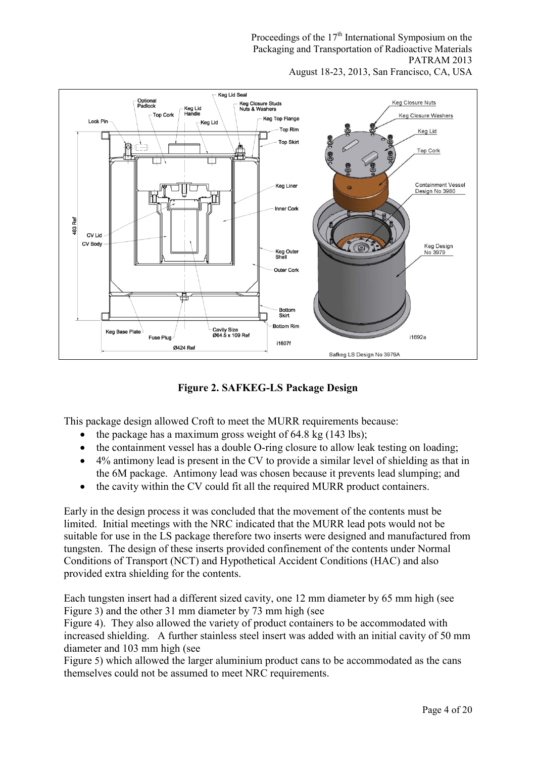**Figure 2. SAFKEG-LS Package Design**

This package design allowed Croft to meet the MURR requirements because:

- the package has a maximum gross weight of 64.8 kg (143 lbs);
- the containment vessel has a double O-ring closure to allow leak testing on loading;
- 4% antimony lead is present in the CV to provide a similar level of shielding as that in the 6M package. Antimony lead was chosen because it prevents lead slumping; and
- the cavity within the CV could fit all the required MURR product containers.

Early in the design process it was concluded that the movement of the contents must be limited. Initial meetings with the NRC indicated that the MURR lead pots would not be suitable for use in the LS package therefore two inserts were designed and manufactured from tungsten. The design of these inserts provided confinement of the contents under Normal Conditions of Transport (NCT) and Hypothetical Accident Conditions (HAC) and also provided extra shielding for the contents.

Each tungsten insert had a different sized cavity, one 12 mm diameter by 65 mm high (see Figure 3) and the other 31 mm diameter by 73 mm high (see Figure 4). They also allowed the variety of product containers to be accommodated with increased shielding. A further stainless steel insert was added with an initial cavity of 50 mm diameter and 103 mm high (see Figure 5) which allowed the larger aluminium product cans to be accommodated as the cans themselves could not be assumed to meet NRC requirements.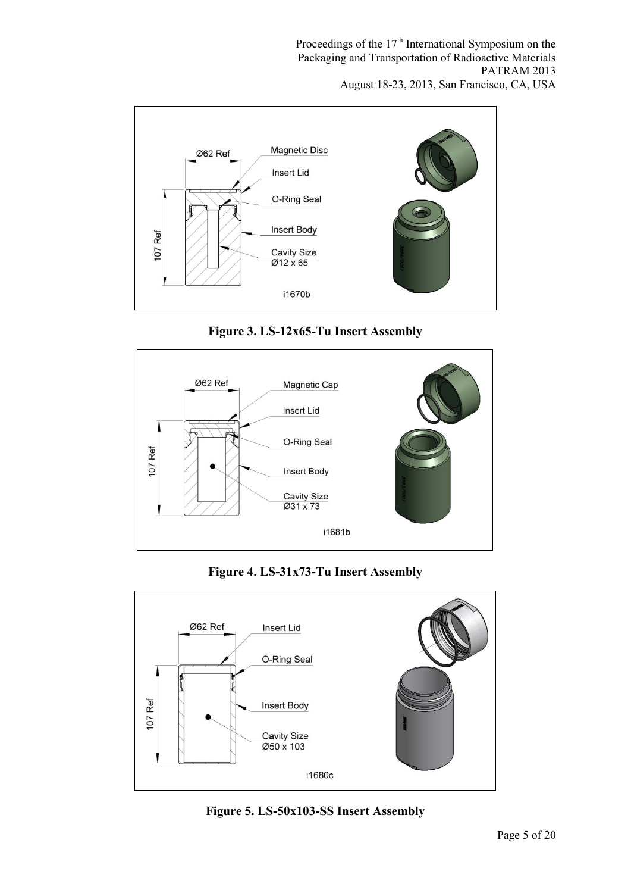Ø62 Ref

Magnetic Disc

Insert Lid

O-Ring Seal

Insert Body

Cavity Size
Ø12 x 65

107 Ref

i1670b

**Figure 3. LS-12x65-Tu Insert Assembly**

Ø62 Ref

Magnetic Cap

Insert Lid

O-Ring Seal

Insert Body

Cavity Size
Ø31 x 73

107 Ref

i1681b

**Figure 4. LS-31x73-Tu Insert Assembly**

Ø62 Ref

Insert Lid

O-Ring Seal

Insert Body

Cavity Size
Ø50 x 103

107 Ref

i1680c

**Figure 5. LS-50x103-SS Insert Assembly**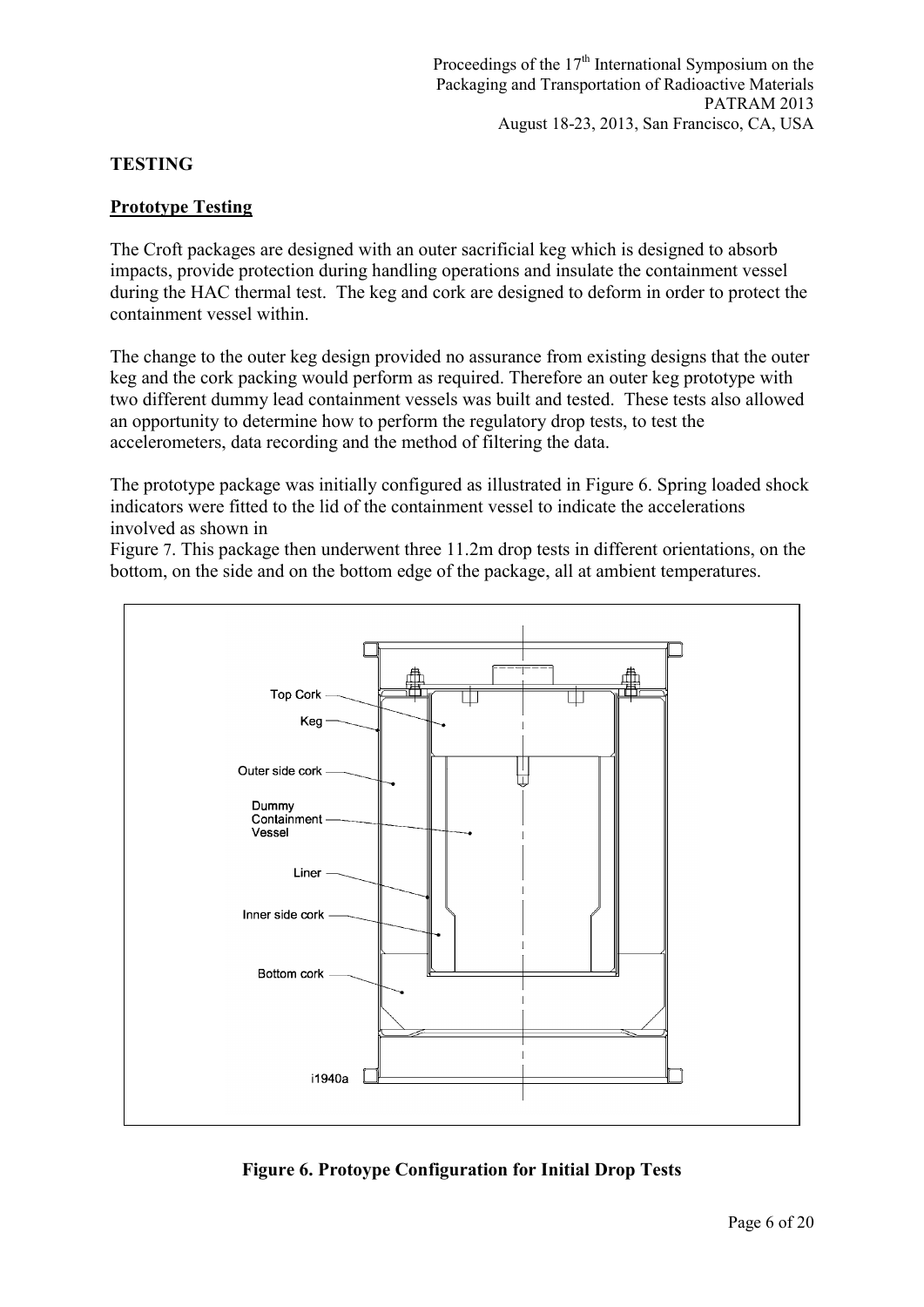## TESTING

### Prototype Testing

The Croft packages are designed with an outer sacrificial keg which is designed to absorb impacts, provide protection during handling operations and insulate the containment vessel during the HAC thermal test. The keg and cork are designed to deform in order to protect the containment vessel within.

The change to the outer keg design provided no assurance from existing designs that the outer keg and the cork packing would perform as required. Therefore an outer keg prototype with two different dummy lead containment vessels was built and tested. These tests also allowed an opportunity to determine how to perform the regulatory drop tests, to test the accelerometers, data recording and the method of filtering the data.

The prototype package was initially configured as illustrated in Figure 6. Spring loaded shock indicators were fitted to the lid of the containment vessel to indicate the accelerations involved as shown in Figure 7. This package then underwent three 11.2m drop tests in different orientations, on the bottom, on the side and on the bottom edge of the package, all at ambient temperatures.

**Figure 6. Protoype Configuration for Initial Drop Tests**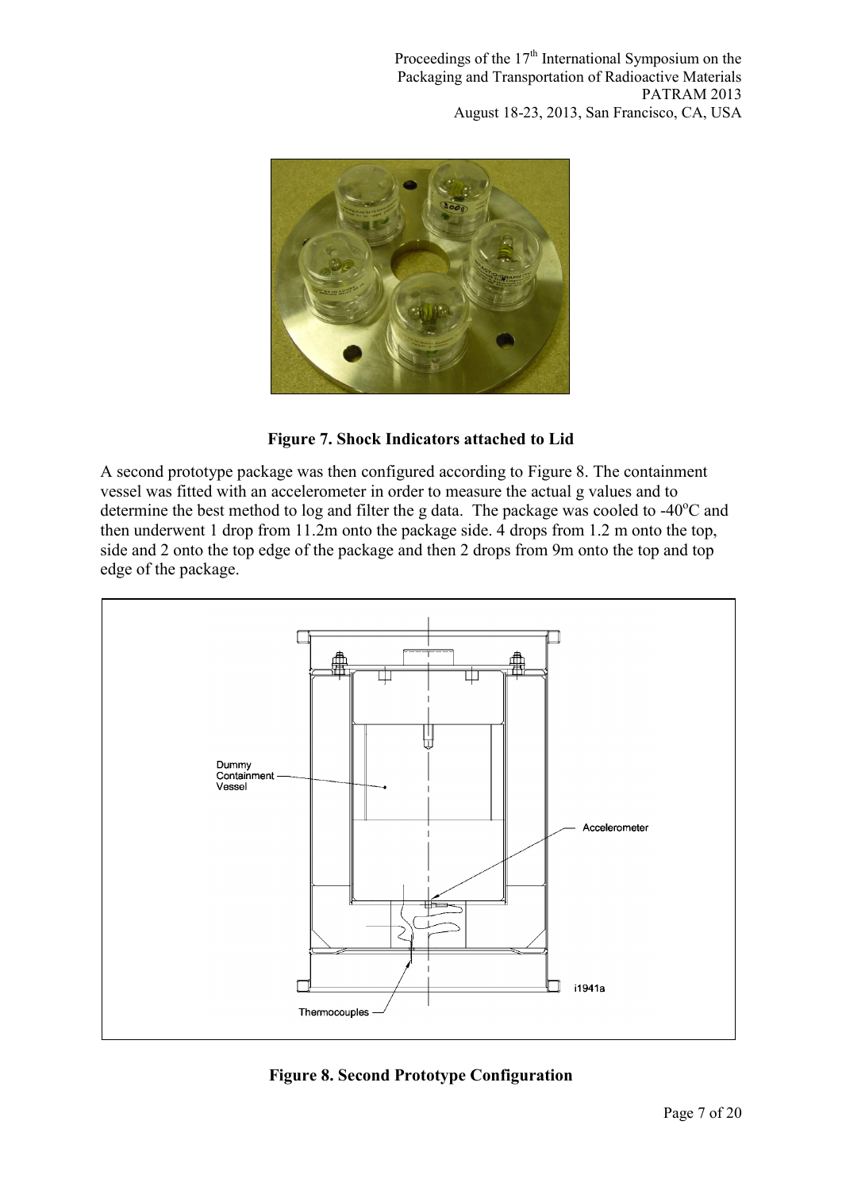**Figure 7. Shock Indicators attached to Lid**

A second prototype package was then configured according to Figure 8. The containment vessel was fitted with an accelerometer in order to measure the actual g values and to determine the best method to log and filter the g data. The package was cooled to -40°C and then underwent 1 drop from 11.2m onto the package side. 4 drops from 1.2 m onto the top, side and 2 onto the top edge of the package and then 2 drops from 9m onto the top and top edge of the package.

**Figure 8. Second Prototype Configuration**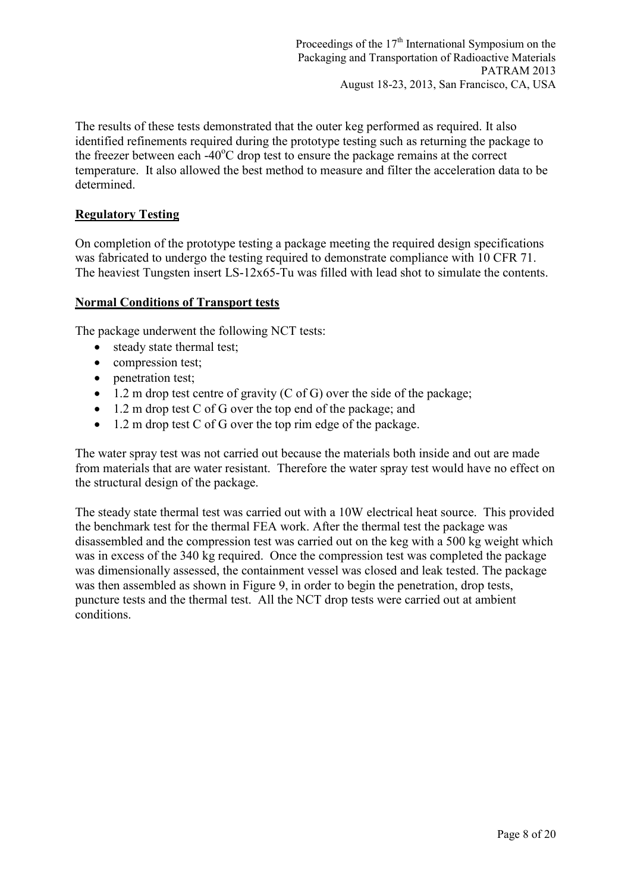The results of these tests demonstrated that the outer keg performed as required. It also identified refinements required during the prototype testing such as returning the package to the freezer between each -40$^{o}$C drop test to ensure the package remains at the correct temperature. It also allowed the best method to measure and filter the acceleration data to be determined.

## Regulatory Testing

On completion of the prototype testing a package meeting the required design specifications was fabricated to undergo the testing required to demonstrate compliance with 10 CFR 71. The heaviest Tungsten insert LS-12x65-Tu was filled with lead shot to simulate the contents.

## Normal Conditions of Transport tests

The package underwent the following NCT tests:

- steady state thermal test;
- compression test;
- penetration test;
- 1.2 m drop test centre of gravity (C of G) over the side of the package;
- 1.2 m drop test C of G over the top end of the package; and
- 1.2 m drop test C of G over the top rim edge of the package.

The water spray test was not carried out because the materials both inside and out are made from materials that are water resistant. Therefore the water spray test would have no effect on the structural design of the package.

The steady state thermal test was carried out with a 10W electrical heat source. This provided the benchmark test for the thermal FEA work. After the thermal test the package was disassembled and the compression test was carried out on the keg with a 500 kg weight which was in excess of the 340 kg required. Once the compression test was completed the package was dimensionally assessed, the containment vessel was closed and leak tested. The package was then assembled as shown in Figure 9, in order to begin the penetration, drop tests, puncture tests and the thermal test. All the NCT drop tests were carried out at ambient conditions.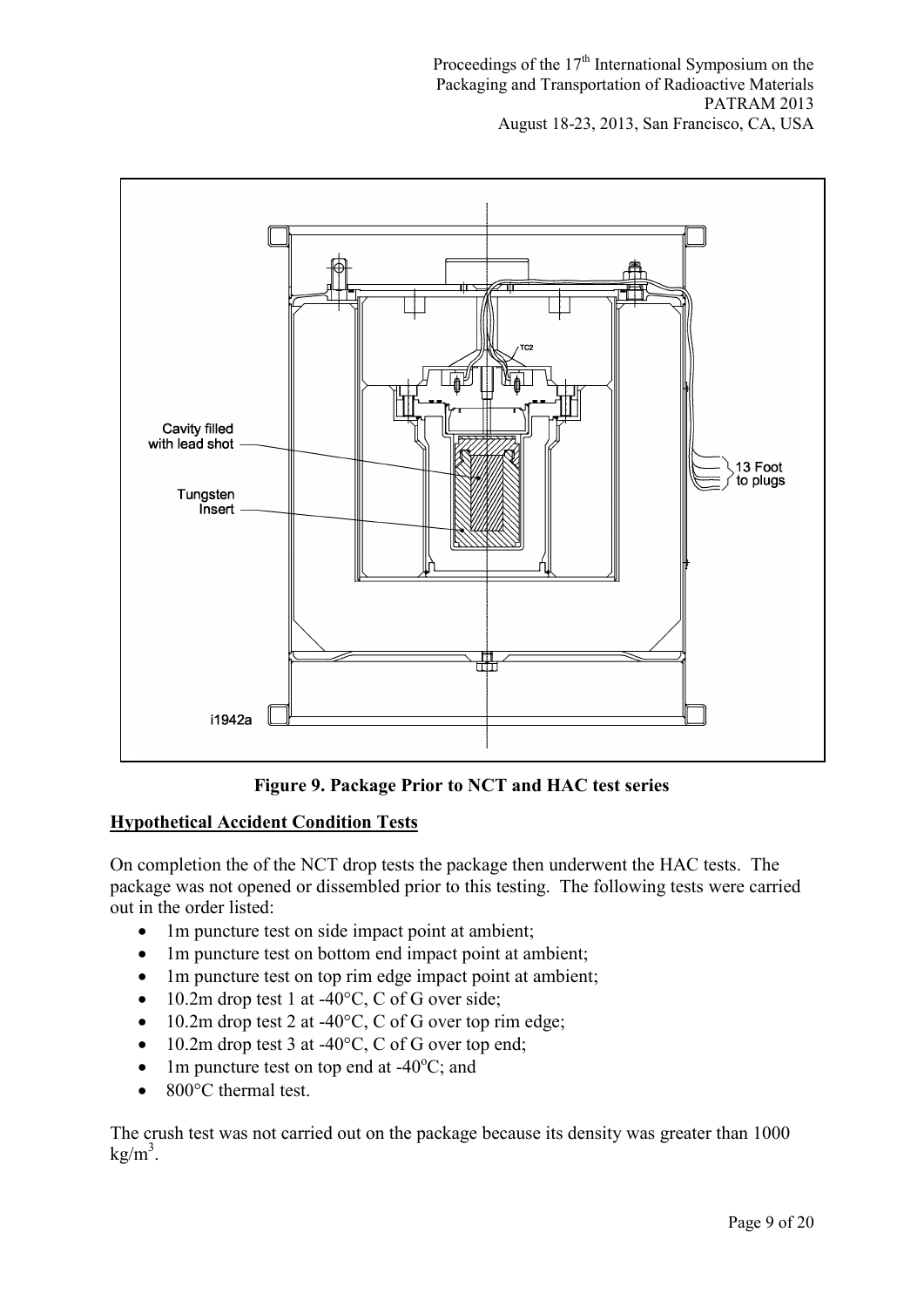Figure 9. Package Prior to NCT and HAC test series

## Hypothetical Accident Condition Tests

On completion the of the NCT drop tests the package then underwent the HAC tests. The package was not opened or dissembled prior to this testing. The following tests were carried out in the order listed:

- 1m puncture test on side impact point at ambient;
- 1m puncture test on bottom end impact point at ambient;
- 1m puncture test on top rim edge impact point at ambient;
- 10.2m drop test 1 at -40°C, C of G over side;
- 10.2m drop test 2 at -40°C, C of G over top rim edge;
- 10.2m drop test 3 at -40°C, C of G over top end;
- 1m puncture test on top end at -40°C; and
- 800°C thermal test.

The crush test was not carried out on the package because its density was greater than 1000 $kg/m^3$.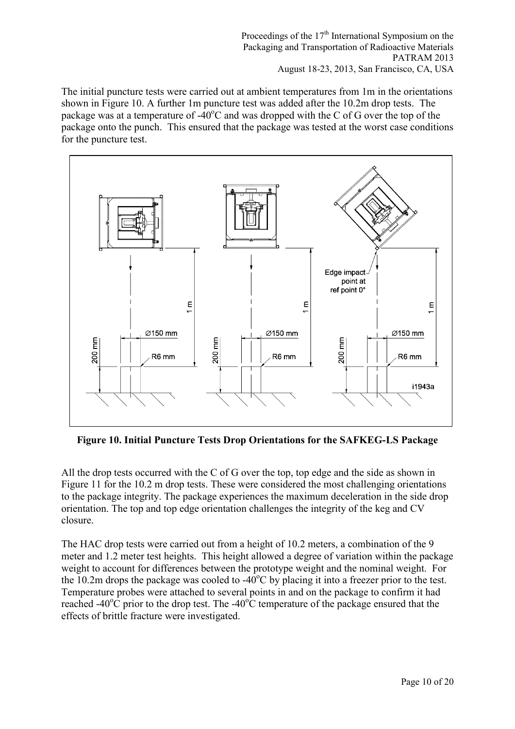The initial puncture tests were carried out at ambient temperatures from 1m in the orientations shown in Figure 10. A further 1m puncture test was added after the 10.2m drop tests. The package was at a temperature of -40°C and was dropped with the C of G over the top of the package onto the punch. This ensured that the package was tested at the worst case conditions for the puncture test.

**Figure 10. Initial Puncture Tests Drop Orientations for the SAFKEG-LS Package**

All the drop tests occurred with the C of G over the top, top edge and the side as shown in Figure 11 for the 10.2 m drop tests. These were considered the most challenging orientations to the package integrity. The package experiences the maximum deceleration in the side drop orientation. The top and top edge orientation challenges the integrity of the keg and CV closure.

The HAC drop tests were carried out from a height of 10.2 meters, a combination of the 9 meter and 1.2 meter test heights. This height allowed a degree of variation within the package weight to account for differences between the prototype weight and the nominal weight. For the 10.2m drops the package was cooled to -40°C by placing it into a freezer prior to the test. Temperature probes were attached to several points in and on the package to confirm it had reached -40°C prior to the drop test. The -40°C temperature of the package ensured that the effects of brittle fracture were investigated.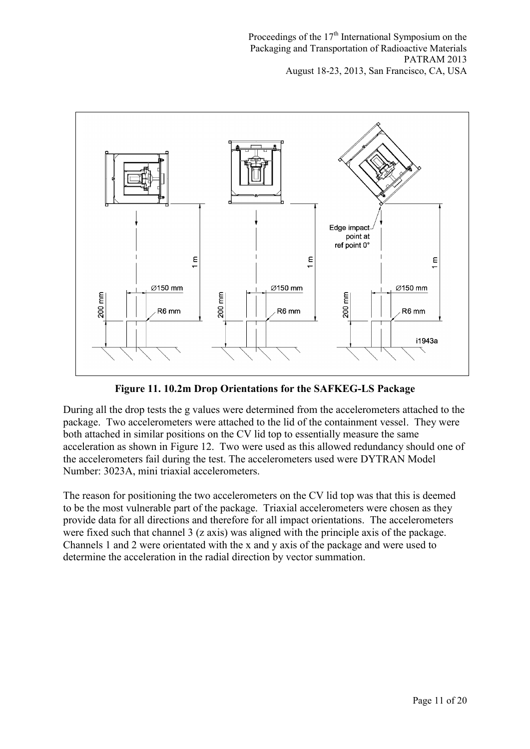**Figure 11. 10.2m Drop Orientations for the SAFKEG-LS Package**

During all the drop tests the g values were determined from the accelerometers attached to the package. Two accelerometers were attached to the lid of the containment vessel. They were both attached in similar positions on the CV lid top to essentially measure the same acceleration as shown in Figure 12. Two were used as this allowed redundancy should one of the accelerometers fail during the test. The accelerometers used were DYTRAN Model Number: 3023A, mini triaxial accelerometers.

The reason for positioning the two accelerometers on the CV lid top was that this is deemed to be the most vulnerable part of the package. Triaxial accelerometers were chosen as they provide data for all directions and therefore for all impact orientations. The accelerometers were fixed such that channel 3 (z axis) was aligned with the principle axis of the package. Channels 1 and 2 were orientated with the x and y axis of the package and were used to determine the acceleration in the radial direction by vector summation.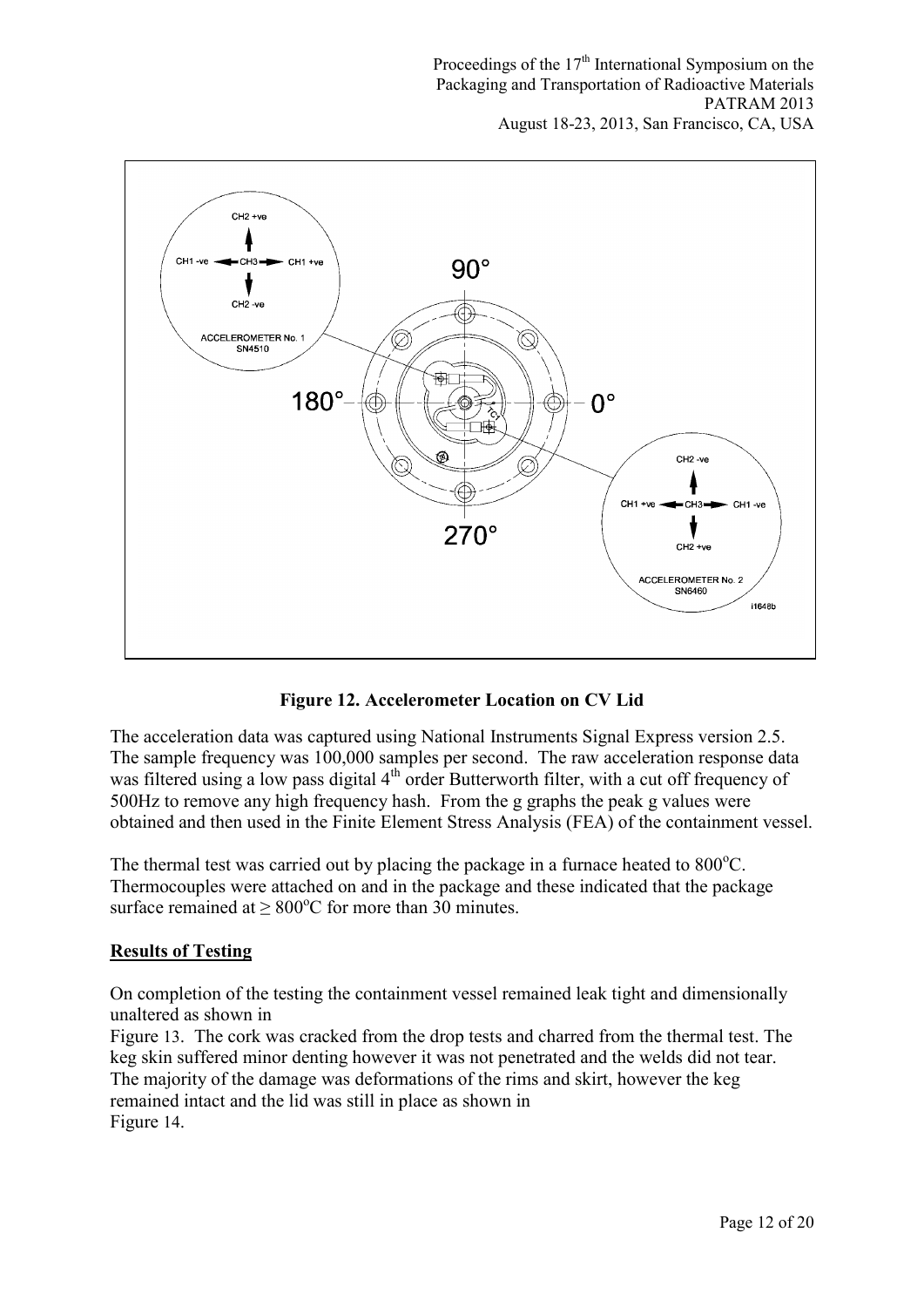**Figure 12. Accelerometer Location on CV Lid**

The acceleration data was captured using National Instruments Signal Express version 2.5. The sample frequency was 100,000 samples per second. The raw acceleration response data was filtered using a low pass digital 4th order Butterworth filter, with a cut off frequency of 500Hz to remove any high frequency hash. From the g graphs the peak g values were obtained and then used in the Finite Element Stress Analysis (FEA) of the containment vessel.

The thermal test was carried out by placing the package in a furnace heated to 800°C. Thermocouples were attached on and in the package and these indicated that the package surface remained at ≥ 800°C for more than 30 minutes.

## Results of Testing

On completion of the testing the containment vessel remained leak tight and dimensionally unaltered as shown in Figure 13. The cork was cracked from the drop tests and charred from the thermal test. The keg skin suffered minor denting however it was not penetrated and the welds did not tear. The majority of the damage was deformations of the rims and skirt, however the keg remained intact and the lid was still in place as shown in Figure 14.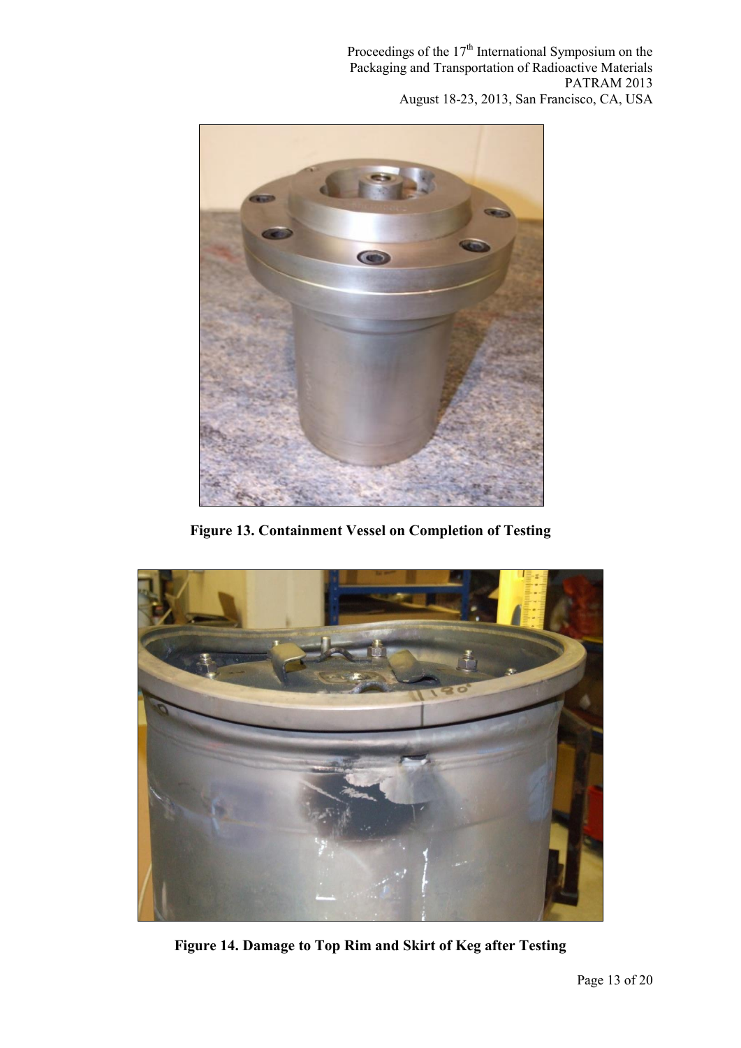**Figure 13. Containment Vessel on Completion of Testing**

**Figure 14. Damage to Top Rim and Skirt of Keg after Testing**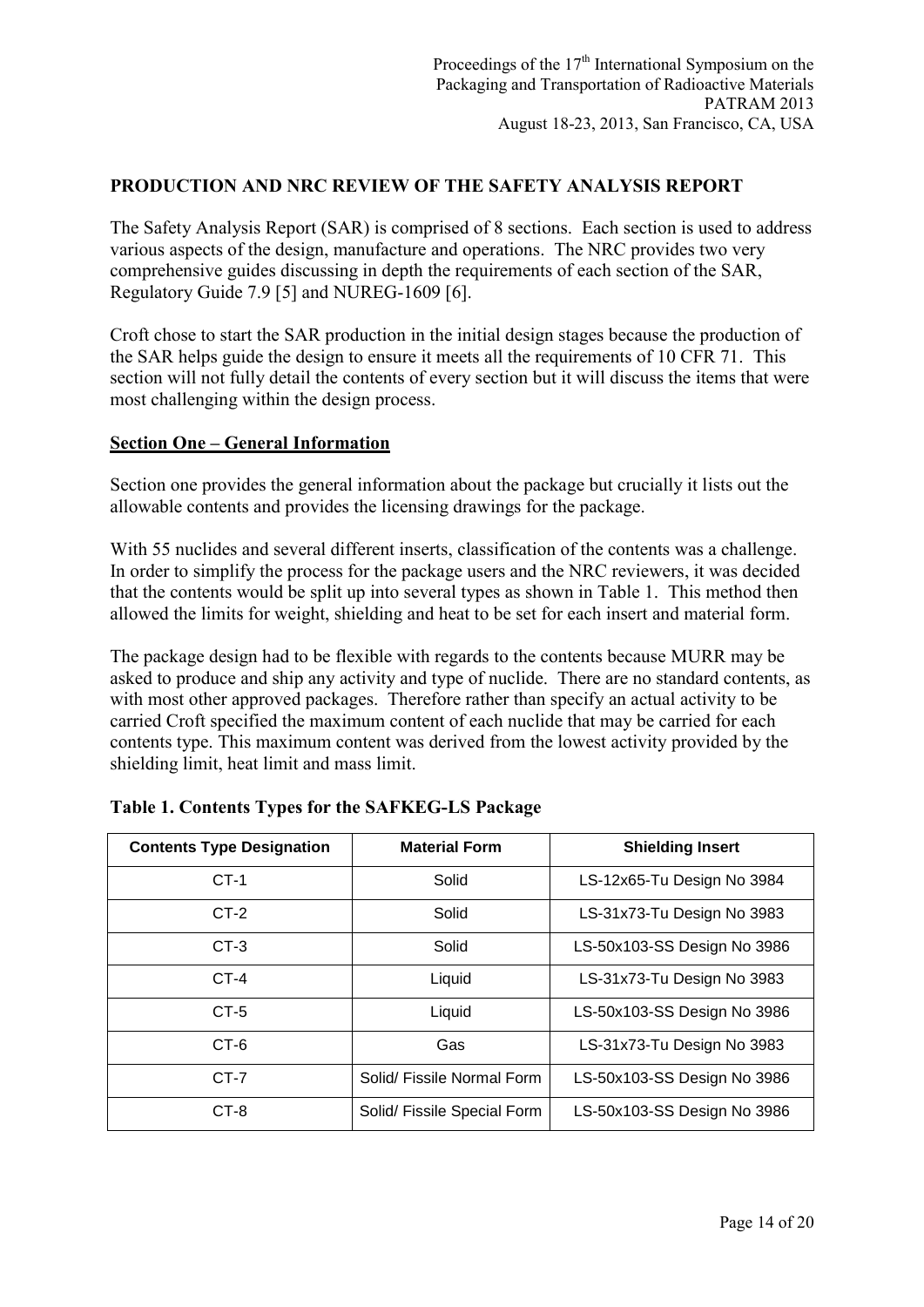## PRODUCTION AND NRC REVIEW OF THE SAFETY ANALYSIS REPORT

The Safety Analysis Report (SAR) is comprised of 8 sections. Each section is used to address various aspects of the design, manufacture and operations. The NRC provides two very comprehensive guides discussing in depth the requirements of each section of the SAR, Regulatory Guide 7.9 [5] and NUREG-1609 [6].

Croft chose to start the SAR production in the initial design stages because the production of the SAR helps guide the design to ensure it meets all the requirements of 10 CFR 71. This section will not fully detail the contents of every section but it will discuss the items that were most challenging within the design process.

### Section One – General Information

Section one provides the general information about the package but crucially it lists out the allowable contents and provides the licensing drawings for the package.

With 55 nuclides and several different inserts, classification of the contents was a challenge. In order to simplify the process for the package users and the NRC reviewers, it was decided that the contents would be split up into several types as shown in Table 1. This method then allowed the limits for weight, shielding and heat to be set for each insert and material form.

The package design had to be flexible with regards to the contents because MURR may be asked to produce and ship any activity and type of nuclide. There are no standard contents, as with most other approved packages. Therefore rather than specify an actual activity to be carried Croft specified the maximum content of each nuclide that may be carried for each contents type. This maximum content was derived from the lowest activity provided by the shielding limit, heat limit and mass limit.

**Table 1. Contents Types for the SAFKEG-LS Package**

| Contents Type Designation | Material Form | Shielding Insert |
|---|---|---|
| CT-1 | Solid | LS-12x65-Tu Design No 3984 |
| CT-2 | Solid | LS-31x73-Tu Design No 3983 |
| CT-3 | Solid | LS-50x103-SS Design No 3986 |
| CT-4 | Liquid | LS-31x73-Tu Design No 3983 |
| CT-5 | Liquid | LS-50x103-SS Design No 3986 |
| CT-6 | Gas | LS-31x73-Tu Design No 3983 |
| CT-7 | Solid/ Fissile Normal Form | LS-50x103-SS Design No 3986 |
| CT-8 | Solid/ Fissile Special Form | LS-50x103-SS Design No 3986 |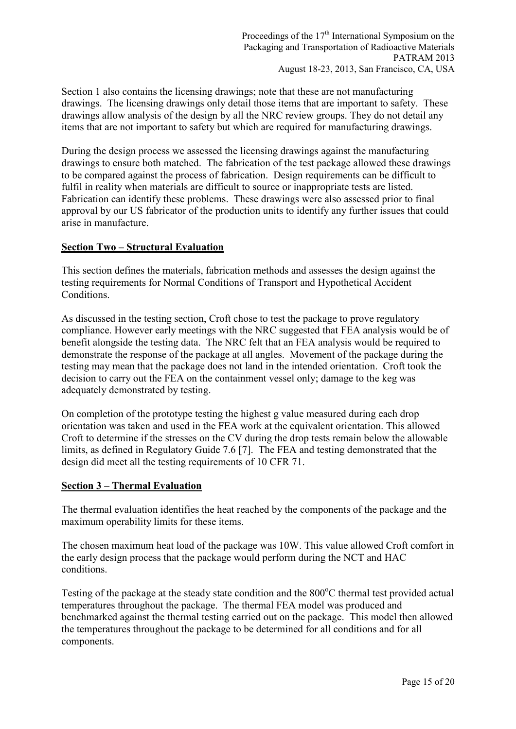Section 1 also contains the licensing drawings; note that these are not manufacturing drawings. The licensing drawings only detail those items that are important to safety. These drawings allow analysis of the design by all the NRC review groups. They do not detail any items that are not important to safety but which are required for manufacturing drawings.

During the design process we assessed the licensing drawings against the manufacturing drawings to ensure both matched. The fabrication of the test package allowed these drawings to be compared against the process of fabrication. Design requirements can be difficult to fulfil in reality when materials are difficult to source or inappropriate tests are listed. Fabrication can identify these problems. These drawings were also assessed prior to final approval by our US fabricator of the production units to identify any further issues that could arise in manufacture.

## Section Two – Structural Evaluation

This section defines the materials, fabrication methods and assesses the design against the testing requirements for Normal Conditions of Transport and Hypothetical Accident Conditions.

As discussed in the testing section, Croft chose to test the package to prove regulatory compliance. However early meetings with the NRC suggested that FEA analysis would be of benefit alongside the testing data. The NRC felt that an FEA analysis would be required to demonstrate the response of the package at all angles. Movement of the package during the testing may mean that the package does not land in the intended orientation. Croft took the decision to carry out the FEA on the containment vessel only; damage to the keg was adequately demonstrated by testing.

On completion of the prototype testing the highest g value measured during each drop orientation was taken and used in the FEA work at the equivalent orientation. This allowed Croft to determine if the stresses on the CV during the drop tests remain below the allowable limits, as defined in Regulatory Guide 7.6 [7]. The FEA and testing demonstrated that the design did meet all the testing requirements of 10 CFR 71.

## Section 3 – Thermal Evaluation

The thermal evaluation identifies the heat reached by the components of the package and the maximum operability limits for these items.

The chosen maximum heat load of the package was 10W. This value allowed Croft comfort in the early design process that the package would perform during the NCT and HAC conditions.

Testing of the package at the steady state condition and the 800°C thermal test provided actual temperatures throughout the package. The thermal FEA model was produced and benchmarked against the thermal testing carried out on the package. This model then allowed the temperatures throughout the package to be determined for all conditions and for all components.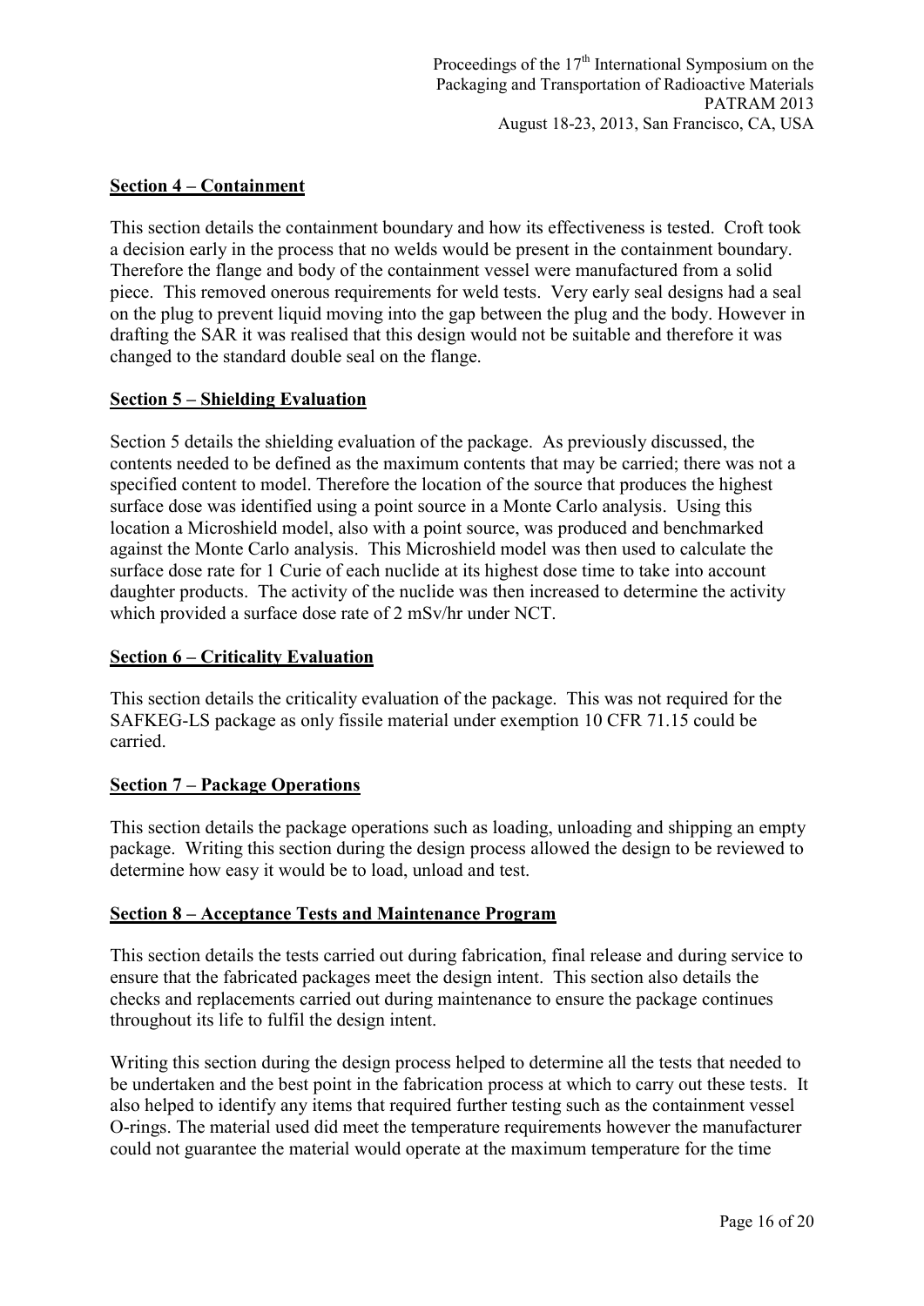## Section 4 – Containment

This section details the containment boundary and how its effectiveness is tested. Croft took a decision early in the process that no welds would be present in the containment boundary. Therefore the flange and body of the containment vessel were manufactured from a solid piece. This removed onerous requirements for weld tests. Very early seal designs had a seal on the plug to prevent liquid moving into the gap between the plug and the body. However in drafting the SAR it was realised that this design would not be suitable and therefore it was changed to the standard double seal on the flange.

## Section 5 – Shielding Evaluation

Section 5 details the shielding evaluation of the package. As previously discussed, the contents needed to be defined as the maximum contents that may be carried; there was not a specified content to model. Therefore the location of the source that produces the highest surface dose was identified using a point source in a Monte Carlo analysis. Using this location a Microshield model, also with a point source, was produced and benchmarked against the Monte Carlo analysis. This Microshield model was then used to calculate the surface dose rate for 1 Curie of each nuclide at its highest dose time to take into account daughter products. The activity of the nuclide was then increased to determine the activity which provided a surface dose rate of 2 mSv/hr under NCT.

## Section 6 – Criticality Evaluation

This section details the criticality evaluation of the package. This was not required for the SAFKEG-LS package as only fissile material under exemption 10 CFR 71.15 could be carried.

## Section 7 – Package Operations

This section details the package operations such as loading, unloading and shipping an empty package. Writing this section during the design process allowed the design to be reviewed to determine how easy it would be to load, unload and test.

## Section 8 – Acceptance Tests and Maintenance Program

This section details the tests carried out during fabrication, final release and during service to ensure that the fabricated packages meet the design intent. This section also details the checks and replacements carried out during maintenance to ensure the package continues throughout its life to fulfil the design intent.

Writing this section during the design process helped to determine all the tests that needed to be undertaken and the best point in the fabrication process at which to carry out these tests. It also helped to identify any items that required further testing such as the containment vessel O-rings. The material used did meet the temperature requirements however the manufacturer could not guarantee the material would operate at the maximum temperature for the time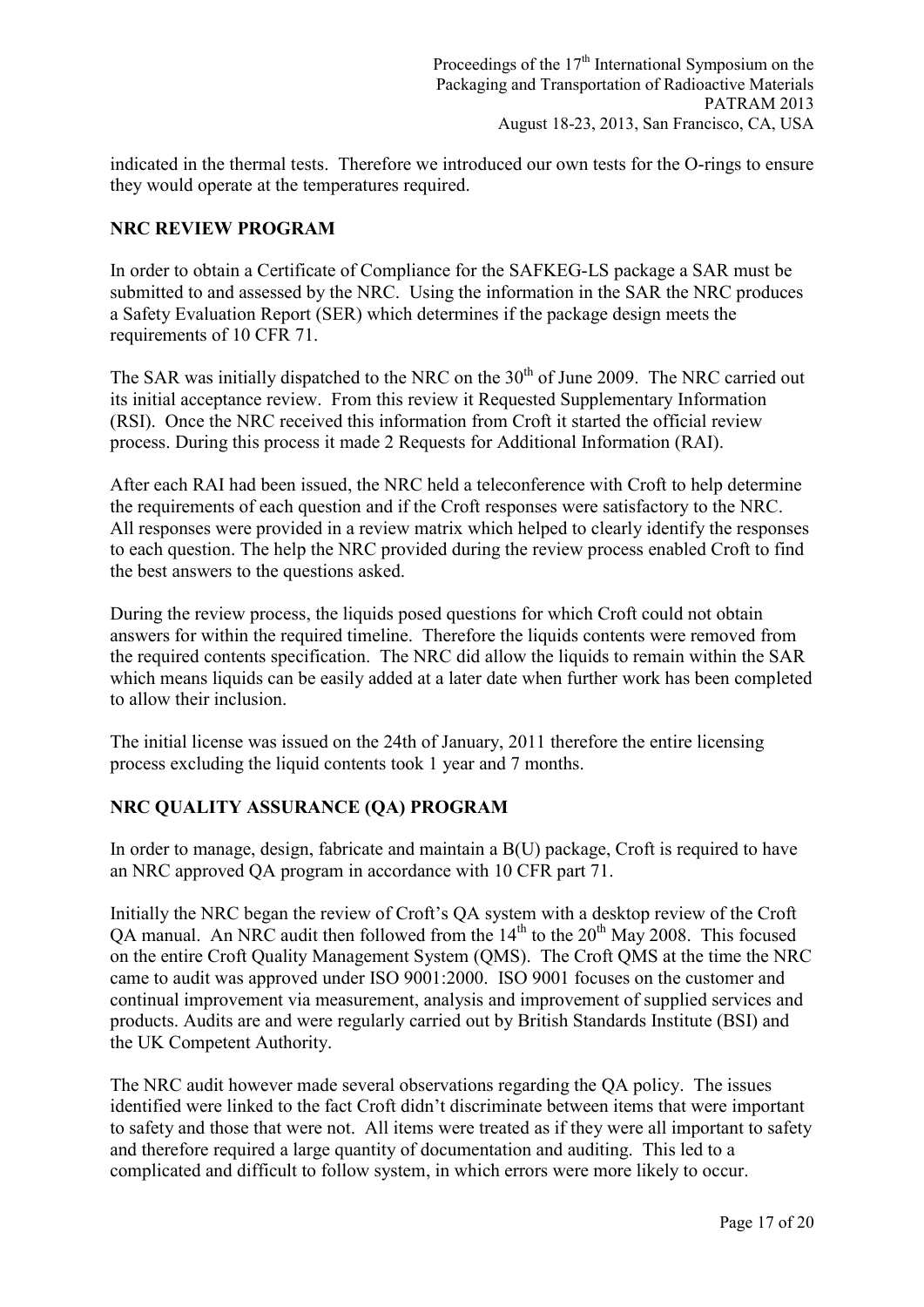indicated in the thermal tests. Therefore we introduced our own tests for the O-rings to ensure they would operate at the temperatures required.

## NRC REVIEW PROGRAM

In order to obtain a Certificate of Compliance for the SAFKEG-LS package a SAR must be submitted to and assessed by the NRC. Using the information in the SAR the NRC produces a Safety Evaluation Report (SER) which determines if the package design meets the requirements of 10 CFR 71.

The SAR was initially dispatched to the NRC on the 30th of June 2009. The NRC carried out its initial acceptance review. From this review it Requested Supplementary Information (RSI). Once the NRC received this information from Croft it started the official review process. During this process it made 2 Requests for Additional Information (RAI).

After each RAI had been issued, the NRC held a teleconference with Croft to help determine the requirements of each question and if the Croft responses were satisfactory to the NRC. All responses were provided in a review matrix which helped to clearly identify the responses to each question. The help the NRC provided during the review process enabled Croft to find the best answers to the questions asked.

During the review process, the liquids posed questions for which Croft could not obtain answers for within the required timeline. Therefore the liquids contents were removed from the required contents specification. The NRC did allow the liquids to remain within the SAR which means liquids can be easily added at a later date when further work has been completed to allow their inclusion.

The initial license was issued on the 24th of January, 2011 therefore the entire licensing process excluding the liquid contents took 1 year and 7 months.

## NRC QUALITY ASSURANCE (QA) PROGRAM

In order to manage, design, fabricate and maintain a B(U) package, Croft is required to have an NRC approved QA program in accordance with 10 CFR part 71.

Initially the NRC began the review of Croft's QA system with a desktop review of the Croft QA manual. An NRC audit then followed from the 14th to the 20th May 2008. This focused on the entire Croft Quality Management System (QMS). The Croft QMS at the time the NRC came to audit was approved under ISO 9001:2000. ISO 9001 focuses on the customer and continual improvement via measurement, analysis and improvement of supplied services and products. Audits are and were regularly carried out by British Standards Institute (BSI) and the UK Competent Authority.

The NRC audit however made several observations regarding the QA policy. The issues identified were linked to the fact Croft didn't discriminate between items that were important to safety and those that were not. All items were treated as if they were all important to safety and therefore required a large quantity of documentation and auditing. This led to a complicated and difficult to follow system, in which errors were more likely to occur.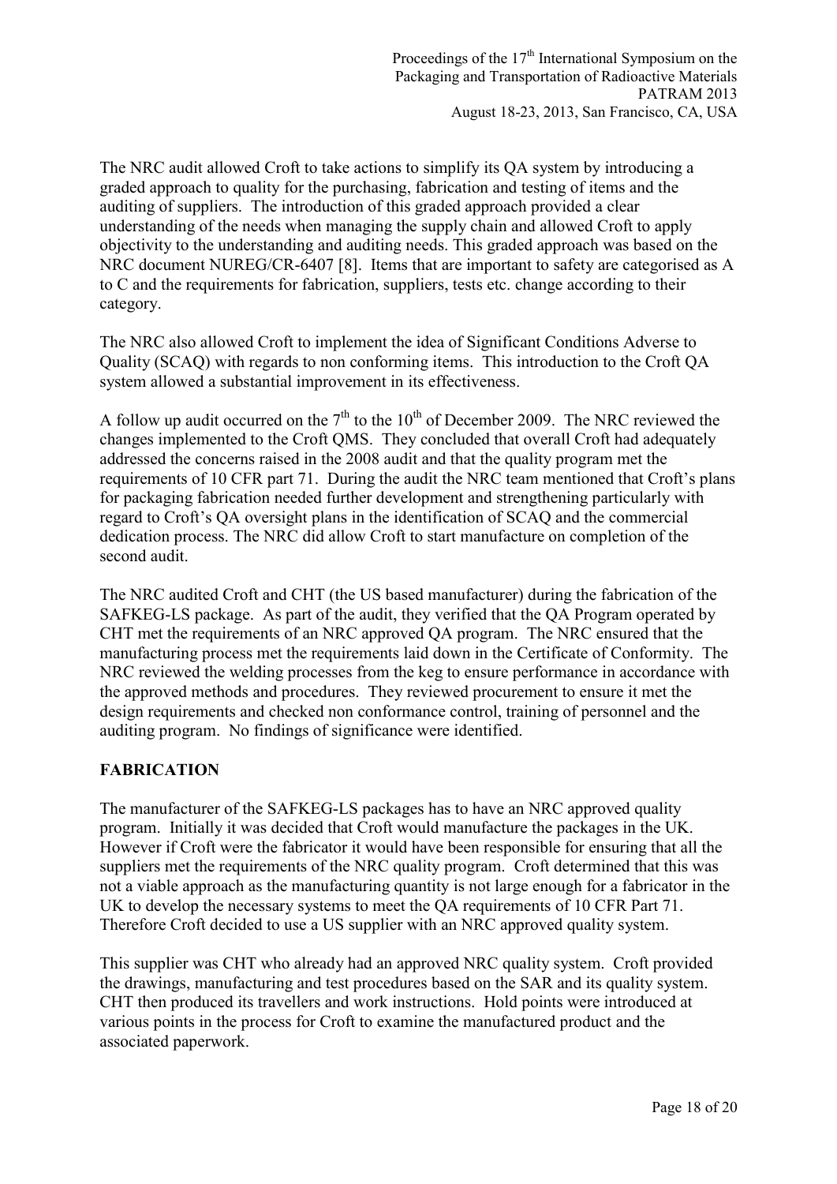The NRC audit allowed Croft to take actions to simplify its QA system by introducing a graded approach to quality for the purchasing, fabrication and testing of items and the auditing of suppliers. The introduction of this graded approach provided a clear understanding of the needs when managing the supply chain and allowed Croft to apply objectivity to the understanding and auditing needs. This graded approach was based on the NRC document NUREG/CR-6407 [8]. Items that are important to safety are categorised as A to C and the requirements for fabrication, suppliers, tests etc. change according to their category.

The NRC also allowed Croft to implement the idea of Significant Conditions Adverse to Quality (SCAQ) with regards to non conforming items. This introduction to the Croft QA system allowed a substantial improvement in its effectiveness.

A follow up audit occurred on the 7th to the 10th of December 2009. The NRC reviewed the changes implemented to the Croft QMS. They concluded that overall Croft had adequately addressed the concerns raised in the 2008 audit and that the quality program met the requirements of 10 CFR part 71. During the audit the NRC team mentioned that Croft's plans for packaging fabrication needed further development and strengthening particularly with regard to Croft's QA oversight plans in the identification of SCAQ and the commercial dedication process. The NRC did allow Croft to start manufacture on completion of the second audit.

The NRC audited Croft and CHT (the US based manufacturer) during the fabrication of the SAFKEG-LS package. As part of the audit, they verified that the QA Program operated by CHT met the requirements of an NRC approved QA program. The NRC ensured that the manufacturing process met the requirements laid down in the Certificate of Conformity. The NRC reviewed the welding processes from the keg to ensure performance in accordance with the approved methods and procedures. They reviewed procurement to ensure it met the design requirements and checked non conformance control, training of personnel and the auditing program. No findings of significance were identified.

## FABRICATION

The manufacturer of the SAFKEG-LS packages has to have an NRC approved quality program. Initially it was decided that Croft would manufacture the packages in the UK. However if Croft were the fabricator it would have been responsible for ensuring that all the suppliers met the requirements of the NRC quality program. Croft determined that this was not a viable approach as the manufacturing quantity is not large enough for a fabricator in the UK to develop the necessary systems to meet the QA requirements of 10 CFR Part 71. Therefore Croft decided to use a US supplier with an NRC approved quality system.

This supplier was CHT who already had an approved NRC quality system. Croft provided the drawings, manufacturing and test procedures based on the SAR and its quality system. CHT then produced its travellers and work instructions. Hold points were introduced at various points in the process for Croft to examine the manufactured product and the associated paperwork.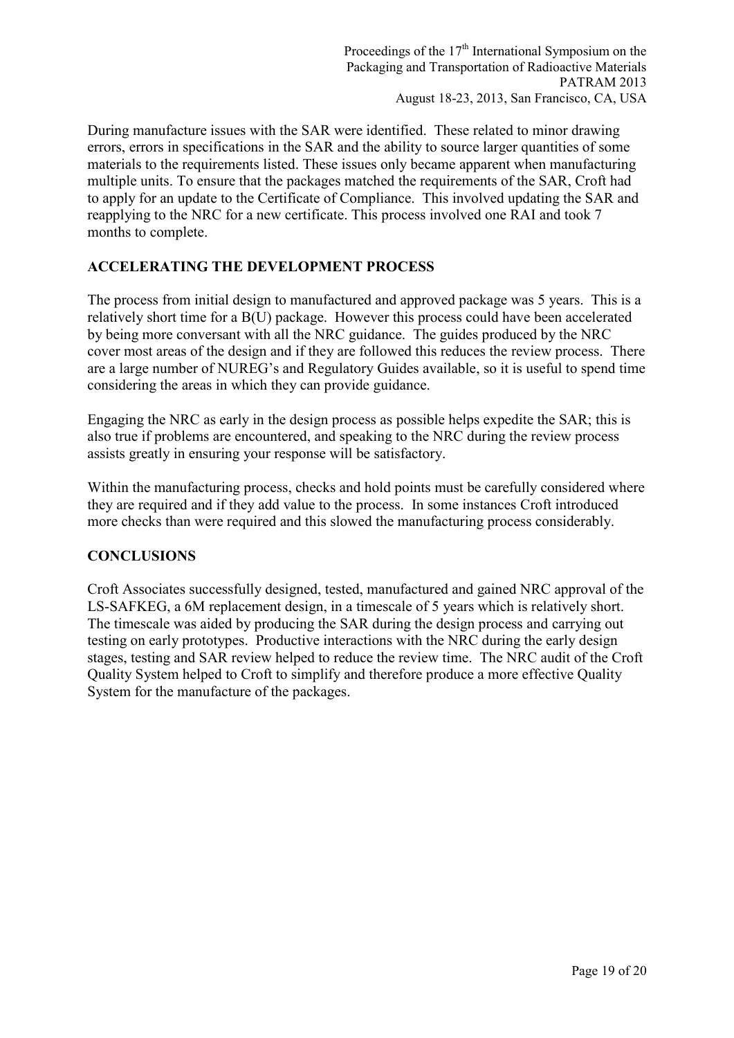During manufacture issues with the SAR were identified. These related to minor drawing errors, errors in specifications in the SAR and the ability to source larger quantities of some materials to the requirements listed. These issues only became apparent when manufacturing multiple units. To ensure that the packages matched the requirements of the SAR, Croft had to apply for an update to the Certificate of Compliance. This involved updating the SAR and reapplying to the NRC for a new certificate. This process involved one RAI and took 7 months to complete.

## ACCELERATING THE DEVELOPMENT PROCESS

The process from initial design to manufactured and approved package was 5 years. This is a relatively short time for a B(U) package. However this process could have been accelerated by being more conversant with all the NRC guidance. The guides produced by the NRC cover most areas of the design and if they are followed this reduces the review process. There are a large number of NUREG's and Regulatory Guides available, so it is useful to spend time considering the areas in which they can provide guidance.

Engaging the NRC as early in the design process as possible helps expedite the SAR; this is also true if problems are encountered, and speaking to the NRC during the review process assists greatly in ensuring your response will be satisfactory.

Within the manufacturing process, checks and hold points must be carefully considered where they are required and if they add value to the process. In some instances Croft introduced more checks than were required and this slowed the manufacturing process considerably.

## CONCLUSIONS

Croft Associates successfully designed, tested, manufactured and gained NRC approval of the LS-SAFKEG, a 6M replacement design, in a timescale of 5 years which is relatively short. The timescale was aided by producing the SAR during the design process and carrying out testing on early prototypes. Productive interactions with the NRC during the early design stages, testing and SAR review helped to reduce the review time. The NRC audit of the Croft Quality System helped to Croft to simplify and therefore produce a more effective Quality System for the manufacture of the packages.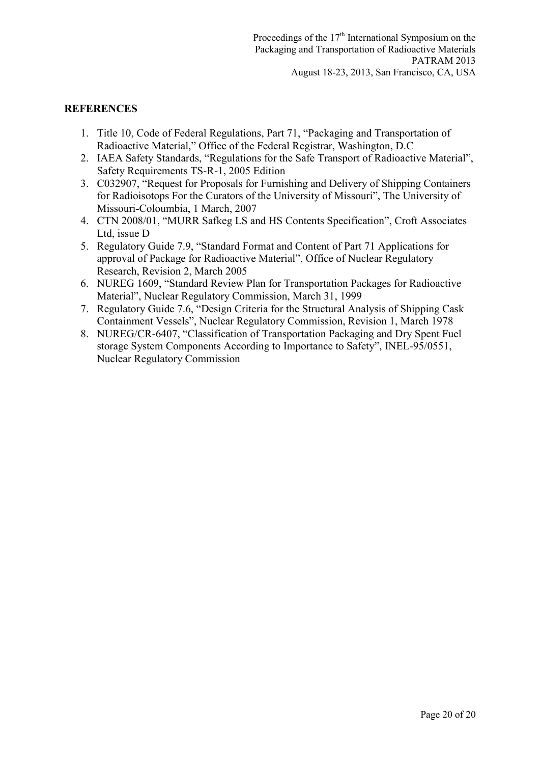## REFERENCES

1. Title 10, Code of Federal Regulations, Part 71, "Packaging and Transportation of Radioactive Material," Office of the Federal Registrar, Washington, D.C
2. IAEA Safety Standards, "Regulations for the Safe Transport of Radioactive Material", Safety Requirements TS-R-1, 2005 Edition
3. C032907, "Request for Proposals for Furnishing and Delivery of Shipping Containers for Radioisotops For the Curators of the University of Missouri", The University of Missouri-Coloumbia, 1 March, 2007
4. CTN 2008/01, "MURR Safkeg LS and HS Contents Specification", Croft Associates Ltd, issue D
5. Regulatory Guide 7.9, "Standard Format and Content of Part 71 Applications for approval of Package for Radioactive Material", Office of Nuclear Regulatory Research, Revision 2, March 2005
6. NUREG 1609, "Standard Review Plan for Transportation Packages for Radioactive Material", Nuclear Regulatory Commission, March 31, 1999
7. Regulatory Guide 7.6, "Design Criteria for the Structural Analysis of Shipping Cask Containment Vessels", Nuclear Regulatory Commission, Revision 1, March 1978
8. NUREG/CR-6407, "Classification of Transportation Packaging and Dry Spent Fuel storage System Components According to Importance to Safety", INEL-95/0551, Nuclear Regulatory Commission